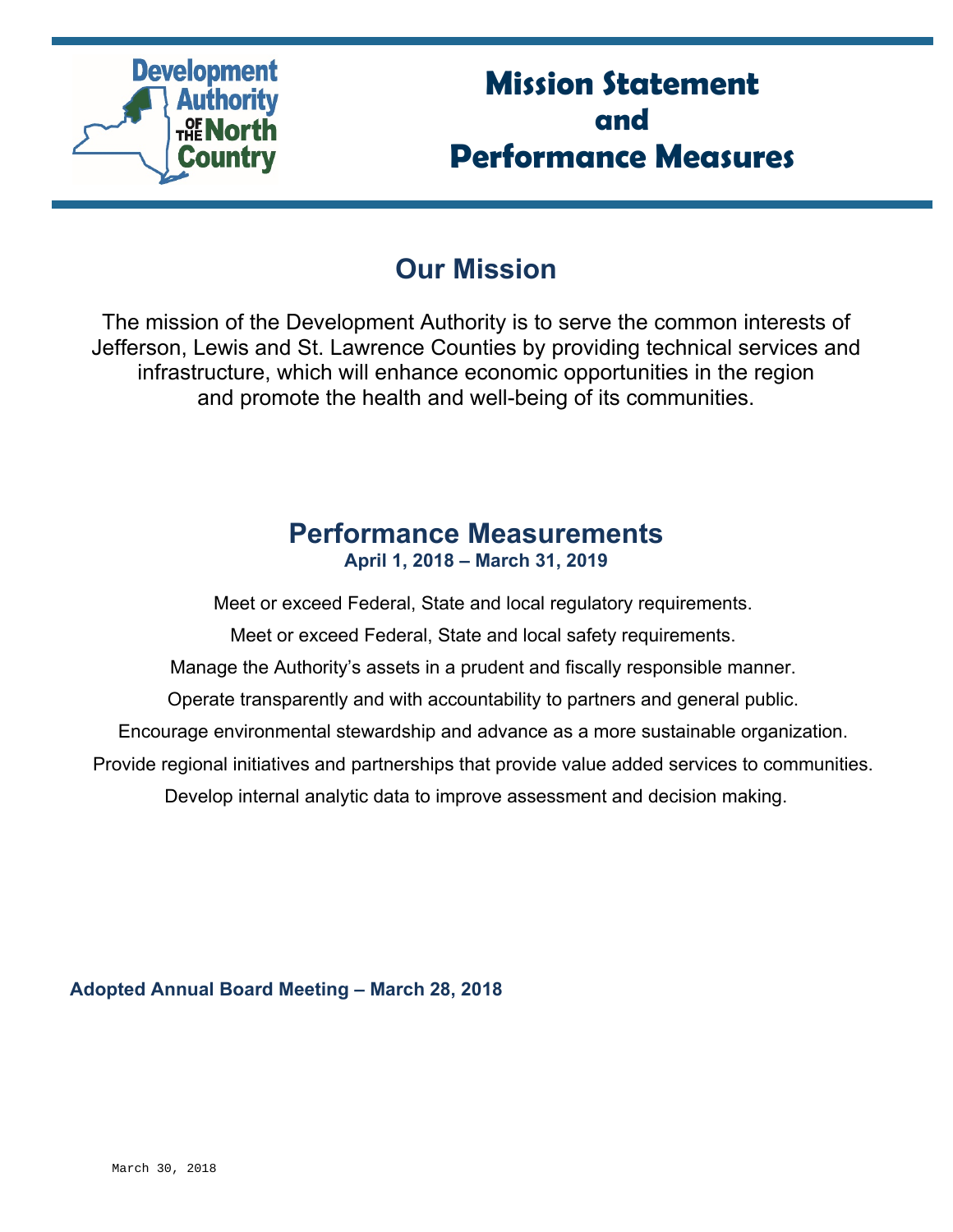Development Authority of the North Country

# Mission Statement and Performance Measures

## Our Mission

The mission of the Development Authority is to serve the common interests of Jefferson, Lewis and St. Lawrence Counties by providing technical services and infrastructure, which will enhance economic opportunities in the region and promote the health and well-being of its communities.

## Performance Measurements

**April 1, 2018 – March 31, 2019**

Meet or exceed Federal, State and local regulatory requirements.

Meet or exceed Federal, State and local safety requirements.

Manage the Authority's assets in a prudent and fiscally responsible manner.

Operate transparently and with accountability to partners and general public.

Encourage environmental stewardship and advance as a more sustainable organization.

Provide regional initiatives and partnerships that provide value added services to communities.

Develop internal analytic data to improve assessment and decision making.

**Adopted Annual Board Meeting – March 28, 2018**

March 30, 2018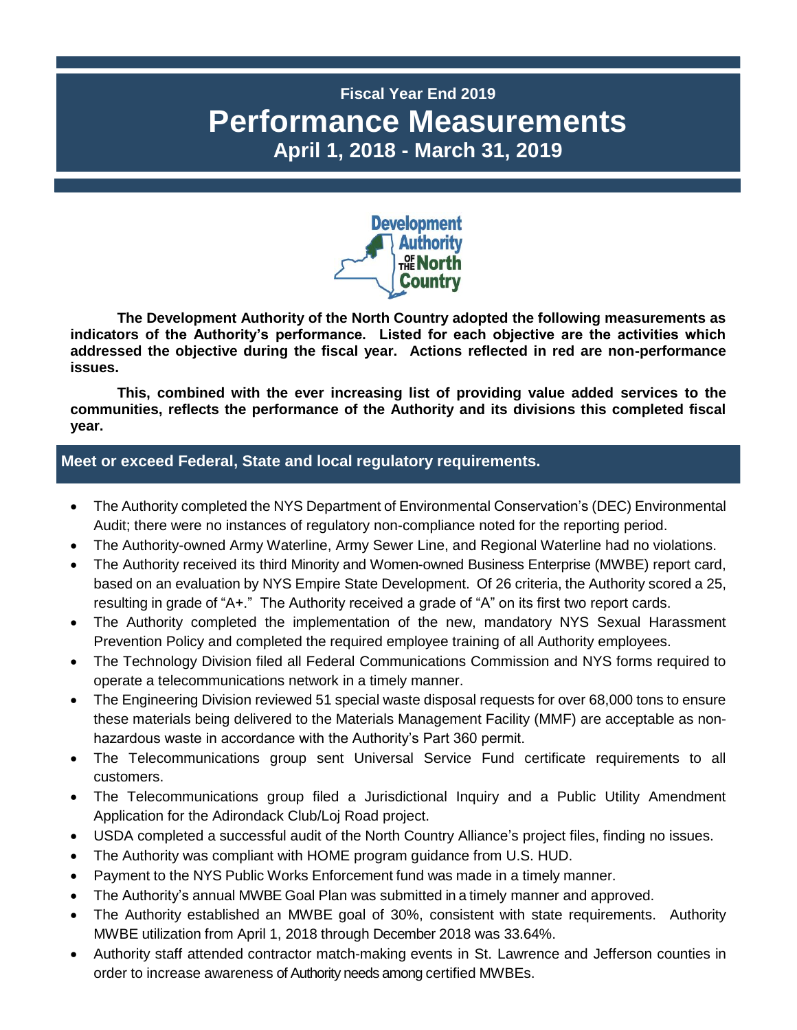### Fiscal Year End 2019

# Performance Measurements

### April 1, 2018 - March 31, 2019

**The Development Authority of the North Country adopted the following measurements as indicators of the Authority's performance. Listed for each objective are the activities which addressed the objective during the fiscal year. Actions reflected in red are non-performance issues.**

**This, combined with the ever increasing list of providing value added services to the communities, reflects the performance of the Authority and its divisions this completed fiscal year.**

## Meet or exceed Federal, State and local regulatory requirements.

- The Authority completed the NYS Department of Environmental Conservation's (DEC) Environmental Audit; there were no instances of regulatory non-compliance noted for the reporting period.
- The Authority-owned Army Waterline, Army Sewer Line, and Regional Waterline had no violations.
- The Authority received its third Minority and Women-owned Business Enterprise (MWBE) report card, based on an evaluation by NYS Empire State Development. Of 26 criteria, the Authority scored a 25, resulting in grade of "A+." The Authority received a grade of "A" on its first two report cards.
- The Authority completed the implementation of the new, mandatory NYS Sexual Harassment Prevention Policy and completed the required employee training of all Authority employees.
- The Technology Division filed all Federal Communications Commission and NYS forms required to operate a telecommunications network in a timely manner.
- The Engineering Division reviewed 51 special waste disposal requests for over 68,000 tons to ensure these materials being delivered to the Materials Management Facility (MMF) are acceptable as non-hazardous waste in accordance with the Authority's Part 360 permit.
- The Telecommunications group sent Universal Service Fund certificate requirements to all customers.
- The Telecommunications group filed a Jurisdictional Inquiry and a Public Utility Amendment Application for the Adirondack Club/Loj Road project.
- USDA completed a successful audit of the North Country Alliance's project files, finding no issues.
- The Authority was compliant with HOME program guidance from U.S. HUD.
- Payment to the NYS Public Works Enforcement fund was made in a timely manner.
- The Authority's annual MWBE Goal Plan was submitted in a timely manner and approved.
- The Authority established an MWBE goal of 30%, consistent with state requirements. Authority MWBE utilization from April 1, 2018 through December 2018 was 33.64%.
- Authority staff attended contractor match-making events in St. Lawrence and Jefferson counties in order to increase awareness of Authority needs among certified MWBEs.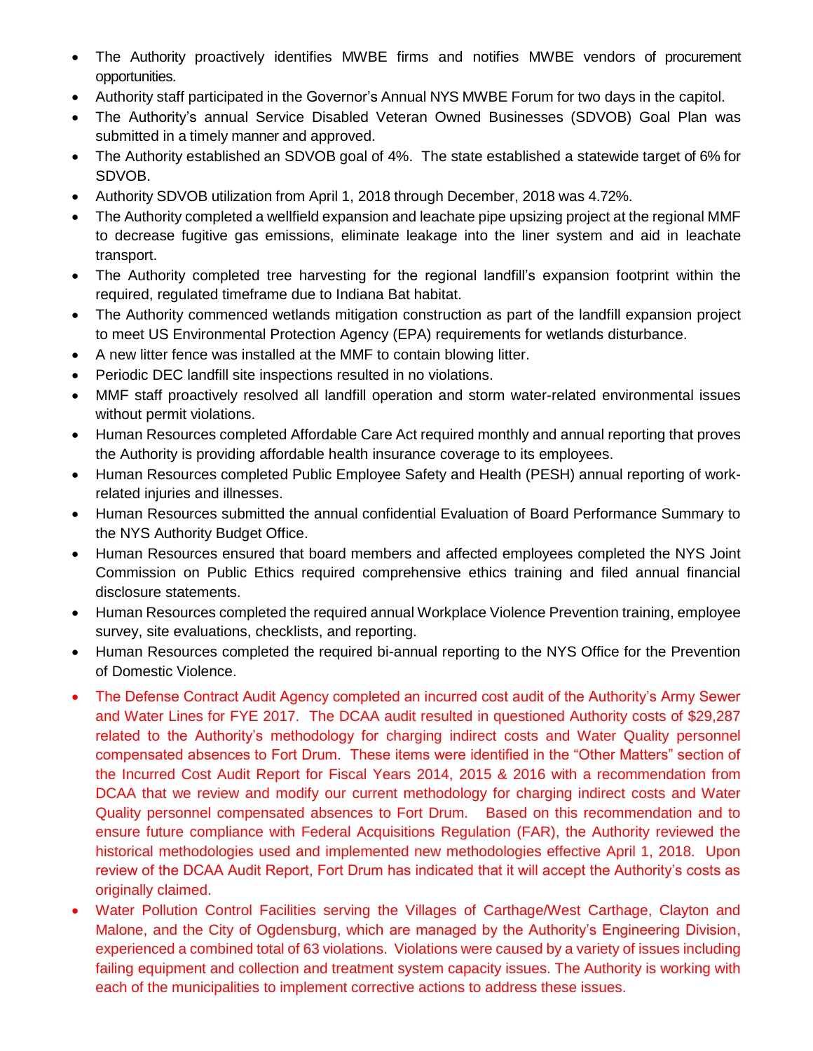- The Authority proactively identifies MWBE firms and notifies MWBE vendors of procurement opportunities.
- Authority staff participated in the Governor's Annual NYS MWBE Forum for two days in the capitol.
- The Authority's annual Service Disabled Veteran Owned Businesses (SDVOB) Goal Plan was submitted in a timely manner and approved.
- The Authority established an SDVOB goal of 4%. The state established a statewide target of 6% for SDVOB.
- Authority SDVOB utilization from April 1, 2018 through December, 2018 was 4.72%.
- The Authority completed a wellfield expansion and leachate pipe upsizing project at the regional MMF to decrease fugitive gas emissions, eliminate leakage into the liner system and aid in leachate transport.
- The Authority completed tree harvesting for the regional landfill's expansion footprint within the required, regulated timeframe due to Indiana Bat habitat.
- The Authority commenced wetlands mitigation construction as part of the landfill expansion project to meet US Environmental Protection Agency (EPA) requirements for wetlands disturbance.
- A new litter fence was installed at the MMF to contain blowing litter.
- Periodic DEC landfill site inspections resulted in no violations.
- MMF staff proactively resolved all landfill operation and storm water-related environmental issues without permit violations.
- Human Resources completed Affordable Care Act required monthly and annual reporting that proves the Authority is providing affordable health insurance coverage to its employees.
- Human Resources completed Public Employee Safety and Health (PESH) annual reporting of work-related injuries and illnesses.
- Human Resources submitted the annual confidential Evaluation of Board Performance Summary to the NYS Authority Budget Office.
- Human Resources ensured that board members and affected employees completed the NYS Joint Commission on Public Ethics required comprehensive ethics training and filed annual financial disclosure statements.
- Human Resources completed the required annual Workplace Violence Prevention training, employee survey, site evaluations, checklists, and reporting.
- Human Resources completed the required bi-annual reporting to the NYS Office for the Prevention of Domestic Violence.
- The Defense Contract Audit Agency completed an incurred cost audit of the Authority's Army Sewer and Water Lines for FYE 2017. The DCAA audit resulted in questioned Authority costs of $29,287 related to the Authority's methodology for charging indirect costs and Water Quality personnel compensated absences to Fort Drum. These items were identified in the "Other Matters" section of the Incurred Cost Audit Report for Fiscal Years 2014, 2015 & 2016 with a recommendation from DCAA that we review and modify our current methodology for charging indirect costs and Water Quality personnel compensated absences to Fort Drum. Based on this recommendation and to ensure future compliance with Federal Acquisitions Regulation (FAR), the Authority reviewed the historical methodologies used and implemented new methodologies effective April 1, 2018. Upon review of the DCAA Audit Report, Fort Drum has indicated that it will accept the Authority's costs as originally claimed.
- Water Pollution Control Facilities serving the Villages of Carthage/West Carthage, Clayton and Malone, and the City of Ogdensburg, which are managed by the Authority's Engineering Division, experienced a combined total of 63 violations. Violations were caused by a variety of issues including failing equipment and collection and treatment system capacity issues. The Authority is working with each of the municipalities to implement corrective actions to address these issues.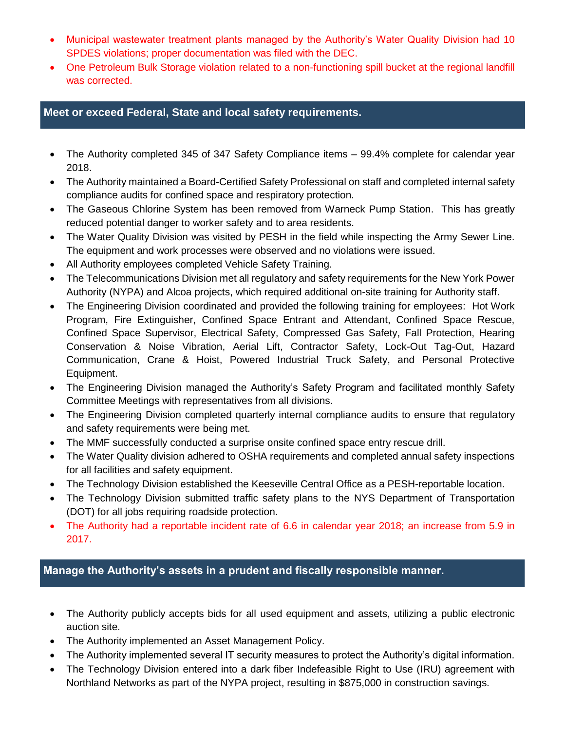- Municipal wastewater treatment plants managed by the Authority's Water Quality Division had 10 SPDES violations; proper documentation was filed with the DEC.
- One Petroleum Bulk Storage violation related to a non-functioning spill bucket at the regional landfill was corrected.

## Meet or exceed Federal, State and local safety requirements.

- The Authority completed 345 of 347 Safety Compliance items – 99.4% complete for calendar year 2018.
- The Authority maintained a Board-Certified Safety Professional on staff and completed internal safety compliance audits for confined space and respiratory protection.
- The Gaseous Chlorine System has been removed from Warneck Pump Station. This has greatly reduced potential danger to worker safety and to area residents.
- The Water Quality Division was visited by PESH in the field while inspecting the Army Sewer Line. The equipment and work processes were observed and no violations were issued.
- All Authority employees completed Vehicle Safety Training.
- The Telecommunications Division met all regulatory and safety requirements for the New York Power Authority (NYPA) and Alcoa projects, which required additional on-site training for Authority staff.
- The Engineering Division coordinated and provided the following training for employees: Hot Work Program, Fire Extinguisher, Confined Space Entrant and Attendant, Confined Space Rescue, Confined Space Supervisor, Electrical Safety, Compressed Gas Safety, Fall Protection, Hearing Conservation & Noise Vibration, Aerial Lift, Contractor Safety, Lock-Out Tag-Out, Hazard Communication, Crane & Hoist, Powered Industrial Truck Safety, and Personal Protective Equipment.
- The Engineering Division managed the Authority's Safety Program and facilitated monthly Safety Committee Meetings with representatives from all divisions.
- The Engineering Division completed quarterly internal compliance audits to ensure that regulatory and safety requirements were being met.
- The MMF successfully conducted a surprise onsite confined space entry rescue drill.
- The Water Quality division adhered to OSHA requirements and completed annual safety inspections for all facilities and safety equipment.
- The Technology Division established the Keeseville Central Office as a PESH-reportable location.
- The Technology Division submitted traffic safety plans to the NYS Department of Transportation (DOT) for all jobs requiring roadside protection.
- The Authority had a reportable incident rate of 6.6 in calendar year 2018; an increase from 5.9 in 2017.

## Manage the Authority's assets in a prudent and fiscally responsible manner.

- The Authority publicly accepts bids for all used equipment and assets, utilizing a public electronic auction site.
- The Authority implemented an Asset Management Policy.
- The Authority implemented several IT security measures to protect the Authority's digital information.
- The Technology Division entered into a dark fiber Indefeasible Right to Use (IRU) agreement with Northland Networks as part of the NYPA project, resulting in $875,000 in construction savings.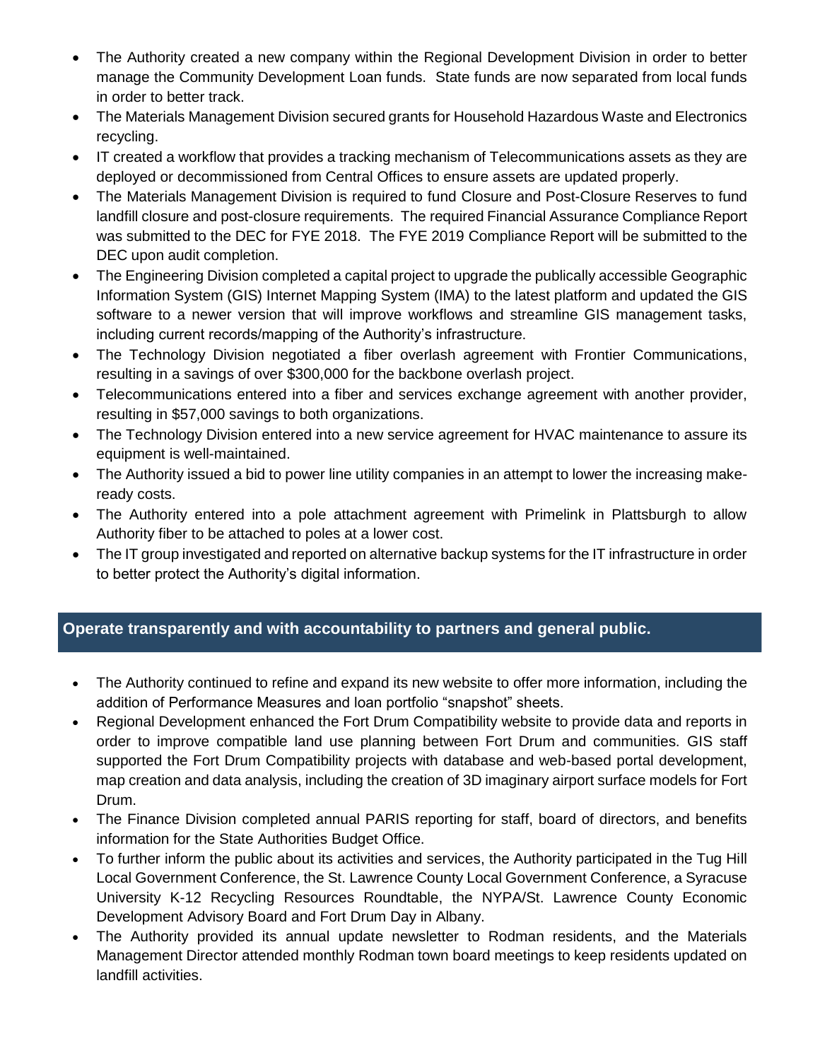- The Authority created a new company within the Regional Development Division in order to better manage the Community Development Loan funds. State funds are now separated from local funds in order to better track.
- The Materials Management Division secured grants for Household Hazardous Waste and Electronics recycling.
- IT created a workflow that provides a tracking mechanism of Telecommunications assets as they are deployed or decommissioned from Central Offices to ensure assets are updated properly.
- The Materials Management Division is required to fund Closure and Post-Closure Reserves to fund landfill closure and post-closure requirements. The required Financial Assurance Compliance Report was submitted to the DEC for FYE 2018. The FYE 2019 Compliance Report will be submitted to the DEC upon audit completion.
- The Engineering Division completed a capital project to upgrade the publically accessible Geographic Information System (GIS) Internet Mapping System (IMA) to the latest platform and updated the GIS software to a newer version that will improve workflows and streamline GIS management tasks, including current records/mapping of the Authority's infrastructure.
- The Technology Division negotiated a fiber overlash agreement with Frontier Communications, resulting in a savings of over $300,000 for the backbone overlash project.
- Telecommunications entered into a fiber and services exchange agreement with another provider, resulting in $57,000 savings to both organizations.
- The Technology Division entered into a new service agreement for HVAC maintenance to assure its equipment is well-maintained.
- The Authority issued a bid to power line utility companies in an attempt to lower the increasing make-ready costs.
- The Authority entered into a pole attachment agreement with Primelink in Plattsburgh to allow Authority fiber to be attached to poles at a lower cost.
- The IT group investigated and reported on alternative backup systems for the IT infrastructure in order to better protect the Authority's digital information.

## Operate transparently and with accountability to partners and general public.

- The Authority continued to refine and expand its new website to offer more information, including the addition of Performance Measures and loan portfolio "snapshot" sheets.
- Regional Development enhanced the Fort Drum Compatibility website to provide data and reports in order to improve compatible land use planning between Fort Drum and communities. GIS staff supported the Fort Drum Compatibility projects with database and web-based portal development, map creation and data analysis, including the creation of 3D imaginary airport surface models for Fort Drum.
- The Finance Division completed annual PARIS reporting for staff, board of directors, and benefits information for the State Authorities Budget Office.
- To further inform the public about its activities and services, the Authority participated in the Tug Hill Local Government Conference, the St. Lawrence County Local Government Conference, a Syracuse University K-12 Recycling Resources Roundtable, the NYPA/St. Lawrence County Economic Development Advisory Board and Fort Drum Day in Albany.
- The Authority provided its annual update newsletter to Rodman residents, and the Materials Management Director attended monthly Rodman town board meetings to keep residents updated on landfill activities.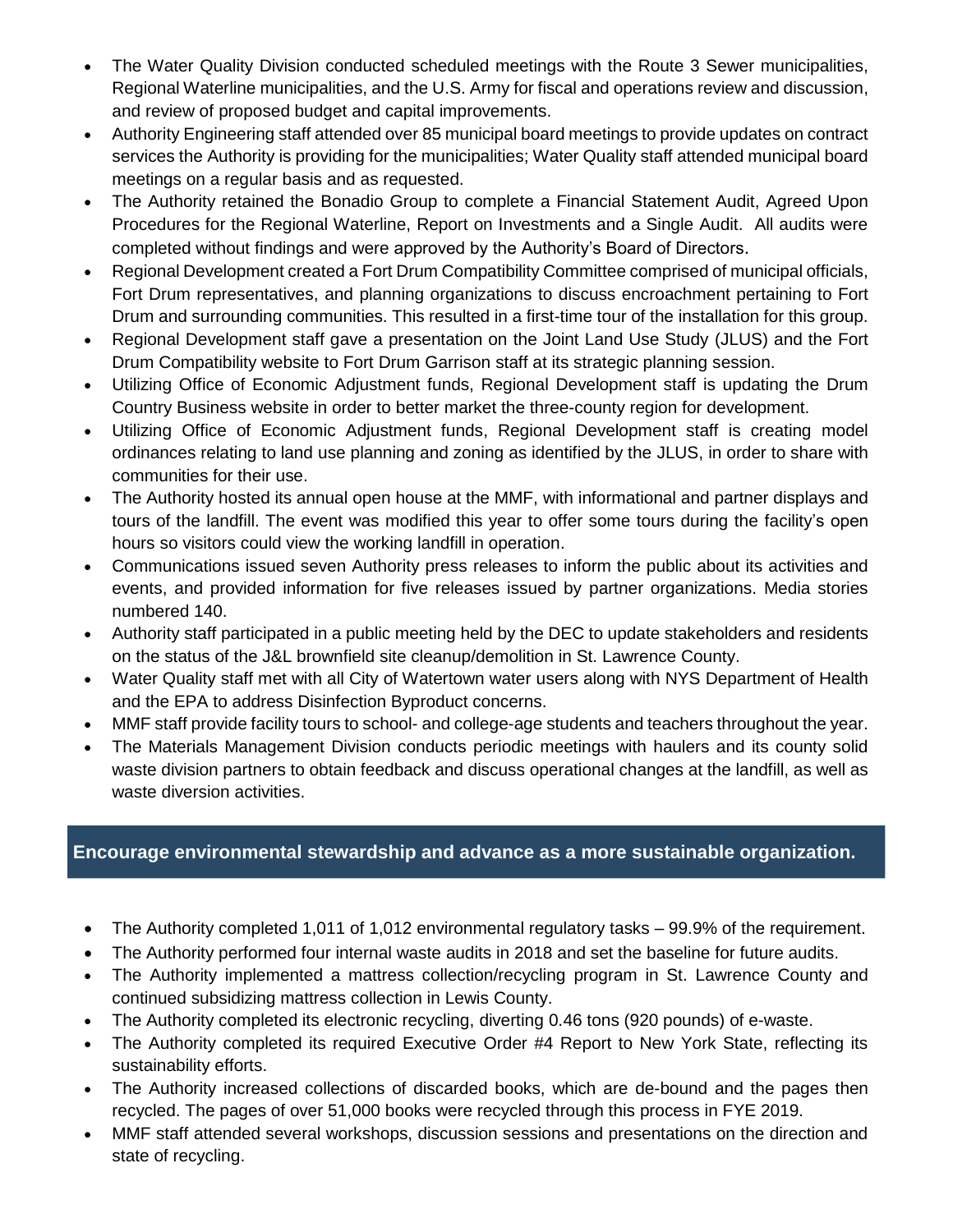- The Water Quality Division conducted scheduled meetings with the Route 3 Sewer municipalities, Regional Waterline municipalities, and the U.S. Army for fiscal and operations review and discussion, and review of proposed budget and capital improvements.
- Authority Engineering staff attended over 85 municipal board meetings to provide updates on contract services the Authority is providing for the municipalities; Water Quality staff attended municipal board meetings on a regular basis and as requested.
- The Authority retained the Bonadio Group to complete a Financial Statement Audit, Agreed Upon Procedures for the Regional Waterline, Report on Investments and a Single Audit. All audits were completed without findings and were approved by the Authority's Board of Directors.
- Regional Development created a Fort Drum Compatibility Committee comprised of municipal officials, Fort Drum representatives, and planning organizations to discuss encroachment pertaining to Fort Drum and surrounding communities. This resulted in a first-time tour of the installation for this group.
- Regional Development staff gave a presentation on the Joint Land Use Study (JLUS) and the Fort Drum Compatibility website to Fort Drum Garrison staff at its strategic planning session.
- Utilizing Office of Economic Adjustment funds, Regional Development staff is updating the Drum Country Business website in order to better market the three-county region for development.
- Utilizing Office of Economic Adjustment funds, Regional Development staff is creating model ordinances relating to land use planning and zoning as identified by the JLUS, in order to share with communities for their use.
- The Authority hosted its annual open house at the MMF, with informational and partner displays and tours of the landfill. The event was modified this year to offer some tours during the facility's open hours so visitors could view the working landfill in operation.
- Communications issued seven Authority press releases to inform the public about its activities and events, and provided information for five releases issued by partner organizations. Media stories numbered 140.
- Authority staff participated in a public meeting held by the DEC to update stakeholders and residents on the status of the J&L brownfield site cleanup/demolition in St. Lawrence County.
- Water Quality staff met with all City of Watertown water users along with NYS Department of Health and the EPA to address Disinfection Byproduct concerns.
- MMF staff provide facility tours to school- and college-age students and teachers throughout the year.
- The Materials Management Division conducts periodic meetings with haulers and its county solid waste division partners to obtain feedback and discuss operational changes at the landfill, as well as waste diversion activities.

## Encourage environmental stewardship and advance as a more sustainable organization.

- The Authority completed 1,011 of 1,012 environmental regulatory tasks – 99.9% of the requirement.
- The Authority performed four internal waste audits in 2018 and set the baseline for future audits.
- The Authority implemented a mattress collection/recycling program in St. Lawrence County and continued subsidizing mattress collection in Lewis County.
- The Authority completed its electronic recycling, diverting 0.46 tons (920 pounds) of e-waste.
- The Authority completed its required Executive Order #4 Report to New York State, reflecting its sustainability efforts.
- The Authority increased collections of discarded books, which are de-bound and the pages then recycled. The pages of over 51,000 books were recycled through this process in FYE 2019.
- MMF staff attended several workshops, discussion sessions and presentations on the direction and state of recycling.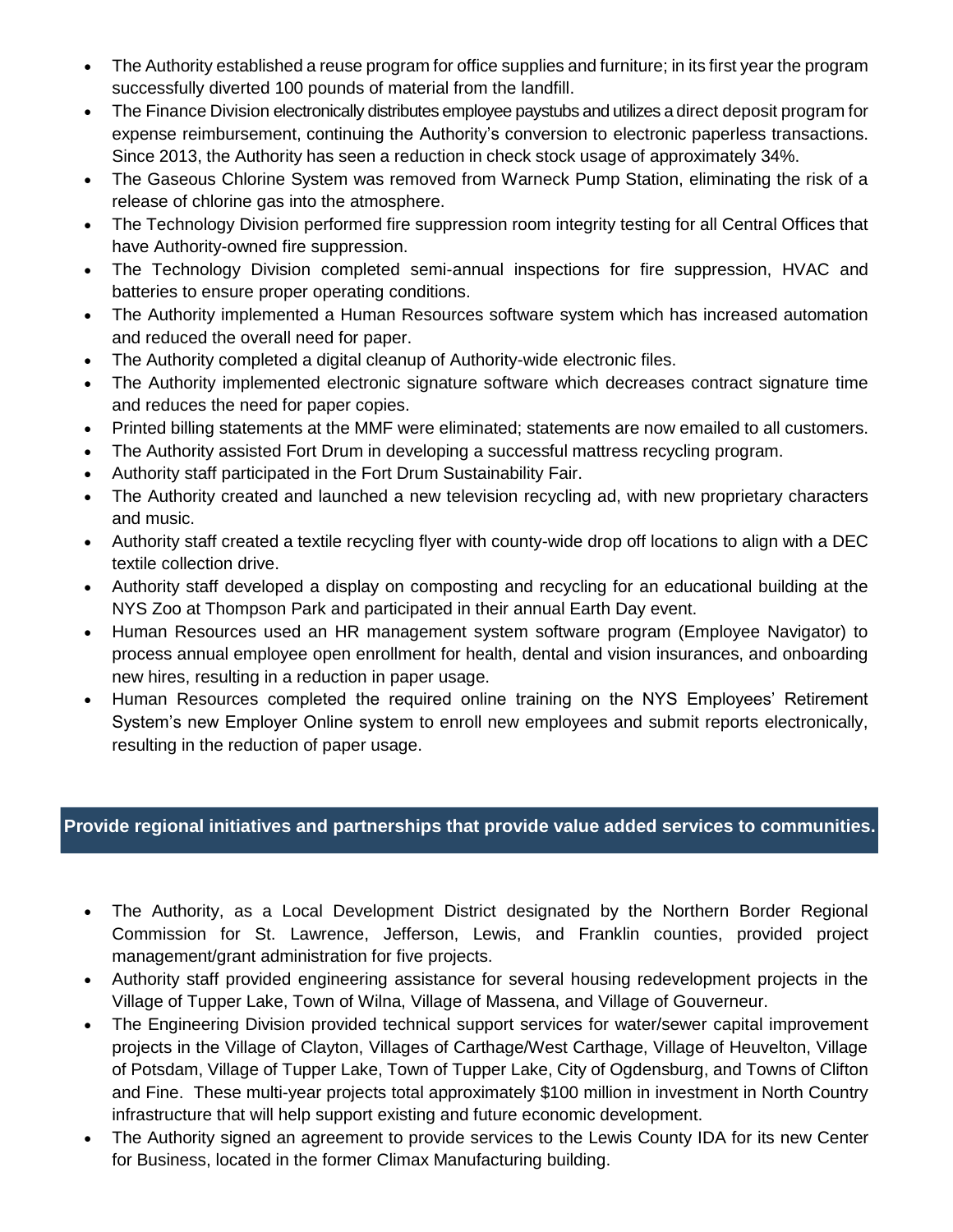- The Authority established a reuse program for office supplies and furniture; in its first year the program successfully diverted 100 pounds of material from the landfill.
- The Finance Division electronically distributes employee paystubs and utilizes a direct deposit program for expense reimbursement, continuing the Authority's conversion to electronic paperless transactions. Since 2013, the Authority has seen a reduction in check stock usage of approximately 34%.
- The Gaseous Chlorine System was removed from Warneck Pump Station, eliminating the risk of a release of chlorine gas into the atmosphere.
- The Technology Division performed fire suppression room integrity testing for all Central Offices that have Authority-owned fire suppression.
- The Technology Division completed semi-annual inspections for fire suppression, HVAC and batteries to ensure proper operating conditions.
- The Authority implemented a Human Resources software system which has increased automation and reduced the overall need for paper.
- The Authority completed a digital cleanup of Authority-wide electronic files.
- The Authority implemented electronic signature software which decreases contract signature time and reduces the need for paper copies.
- Printed billing statements at the MMF were eliminated; statements are now emailed to all customers.
- The Authority assisted Fort Drum in developing a successful mattress recycling program.
- Authority staff participated in the Fort Drum Sustainability Fair.
- The Authority created and launched a new television recycling ad, with new proprietary characters and music.
- Authority staff created a textile recycling flyer with county-wide drop off locations to align with a DEC textile collection drive.
- Authority staff developed a display on composting and recycling for an educational building at the NYS Zoo at Thompson Park and participated in their annual Earth Day event.
- Human Resources used an HR management system software program (Employee Navigator) to process annual employee open enrollment for health, dental and vision insurances, and onboarding new hires, resulting in a reduction in paper usage.
- Human Resources completed the required online training on the NYS Employees' Retirement System's new Employer Online system to enroll new employees and submit reports electronically, resulting in the reduction of paper usage.

## Provide regional initiatives and partnerships that provide value added services to communities.

- The Authority, as a Local Development District designated by the Northern Border Regional Commission for St. Lawrence, Jefferson, Lewis, and Franklin counties, provided project management/grant administration for five projects.
- Authority staff provided engineering assistance for several housing redevelopment projects in the Village of Tupper Lake, Town of Wilna, Village of Massena, and Village of Gouverneur.
- The Engineering Division provided technical support services for water/sewer capital improvement projects in the Village of Clayton, Villages of Carthage/West Carthage, Village of Heuvelton, Village of Potsdam, Village of Tupper Lake, Town of Tupper Lake, City of Ogdensburg, and Towns of Clifton and Fine. These multi-year projects total approximately $100 million in investment in North Country infrastructure that will help support existing and future economic development.
- The Authority signed an agreement to provide services to the Lewis County IDA for its new Center for Business, located in the former Climax Manufacturing building.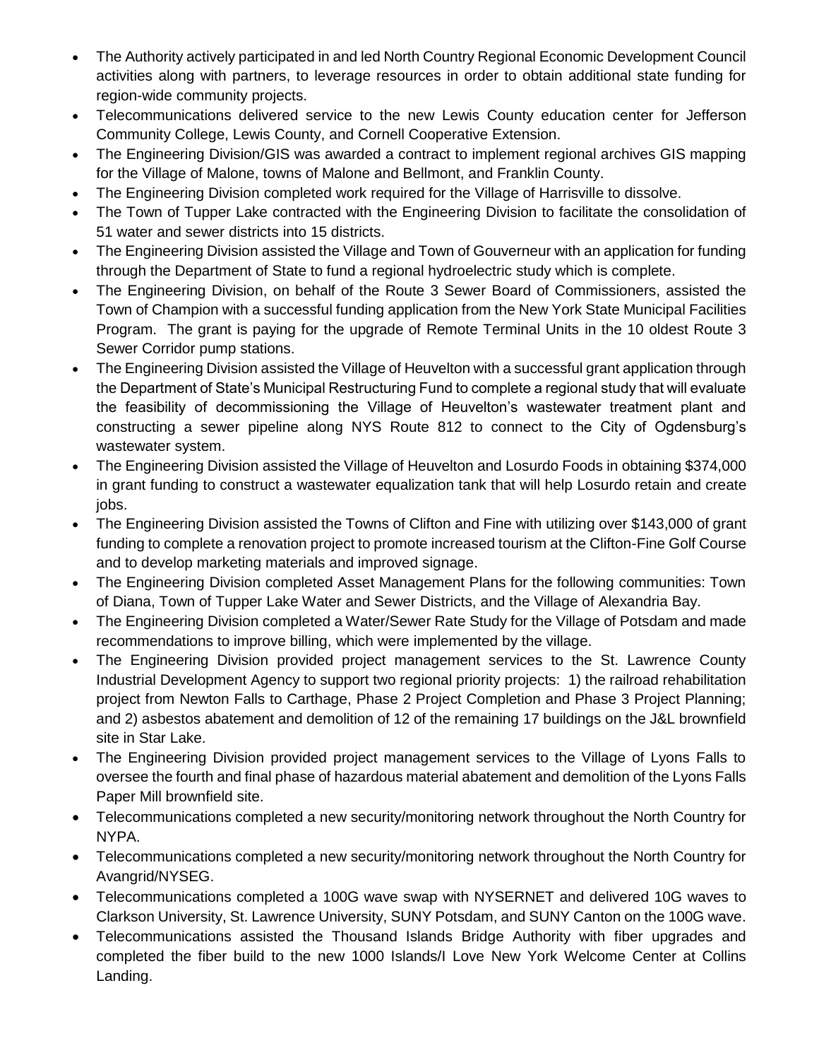- The Authority actively participated in and led North Country Regional Economic Development Council activities along with partners, to leverage resources in order to obtain additional state funding for region-wide community projects.
- Telecommunications delivered service to the new Lewis County education center for Jefferson Community College, Lewis County, and Cornell Cooperative Extension.
- The Engineering Division/GIS was awarded a contract to implement regional archives GIS mapping for the Village of Malone, towns of Malone and Bellmont, and Franklin County.
- The Engineering Division completed work required for the Village of Harrisville to dissolve.
- The Town of Tupper Lake contracted with the Engineering Division to facilitate the consolidation of 51 water and sewer districts into 15 districts.
- The Engineering Division assisted the Village and Town of Gouverneur with an application for funding through the Department of State to fund a regional hydroelectric study which is complete.
- The Engineering Division, on behalf of the Route 3 Sewer Board of Commissioners, assisted the Town of Champion with a successful funding application from the New York State Municipal Facilities Program. The grant is paying for the upgrade of Remote Terminal Units in the 10 oldest Route 3 Sewer Corridor pump stations.
- The Engineering Division assisted the Village of Heuvelton with a successful grant application through the Department of State's Municipal Restructuring Fund to complete a regional study that will evaluate the feasibility of decommissioning the Village of Heuvelton's wastewater treatment plant and constructing a sewer pipeline along NYS Route 812 to connect to the City of Ogdensburg's wastewater system.
- The Engineering Division assisted the Village of Heuvelton and Losurdo Foods in obtaining $374,000 in grant funding to construct a wastewater equalization tank that will help Losurdo retain and create jobs.
- The Engineering Division assisted the Towns of Clifton and Fine with utilizing over $143,000 of grant funding to complete a renovation project to promote increased tourism at the Clifton-Fine Golf Course and to develop marketing materials and improved signage.
- The Engineering Division completed Asset Management Plans for the following communities: Town of Diana, Town of Tupper Lake Water and Sewer Districts, and the Village of Alexandria Bay.
- The Engineering Division completed a Water/Sewer Rate Study for the Village of Potsdam and made recommendations to improve billing, which were implemented by the village.
- The Engineering Division provided project management services to the St. Lawrence County Industrial Development Agency to support two regional priority projects: 1) the railroad rehabilitation project from Newton Falls to Carthage, Phase 2 Project Completion and Phase 3 Project Planning; and 2) asbestos abatement and demolition of 12 of the remaining 17 buildings on the J&L brownfield site in Star Lake.
- The Engineering Division provided project management services to the Village of Lyons Falls to oversee the fourth and final phase of hazardous material abatement and demolition of the Lyons Falls Paper Mill brownfield site.
- Telecommunications completed a new security/monitoring network throughout the North Country for NYPA.
- Telecommunications completed a new security/monitoring network throughout the North Country for Avangrid/NYSEG.
- Telecommunications completed a 100G wave swap with NYSERNET and delivered 10G waves to Clarkson University, St. Lawrence University, SUNY Potsdam, and SUNY Canton on the 100G wave.
- Telecommunications assisted the Thousand Islands Bridge Authority with fiber upgrades and completed the fiber build to the new 1000 Islands/I Love New York Welcome Center at Collins Landing.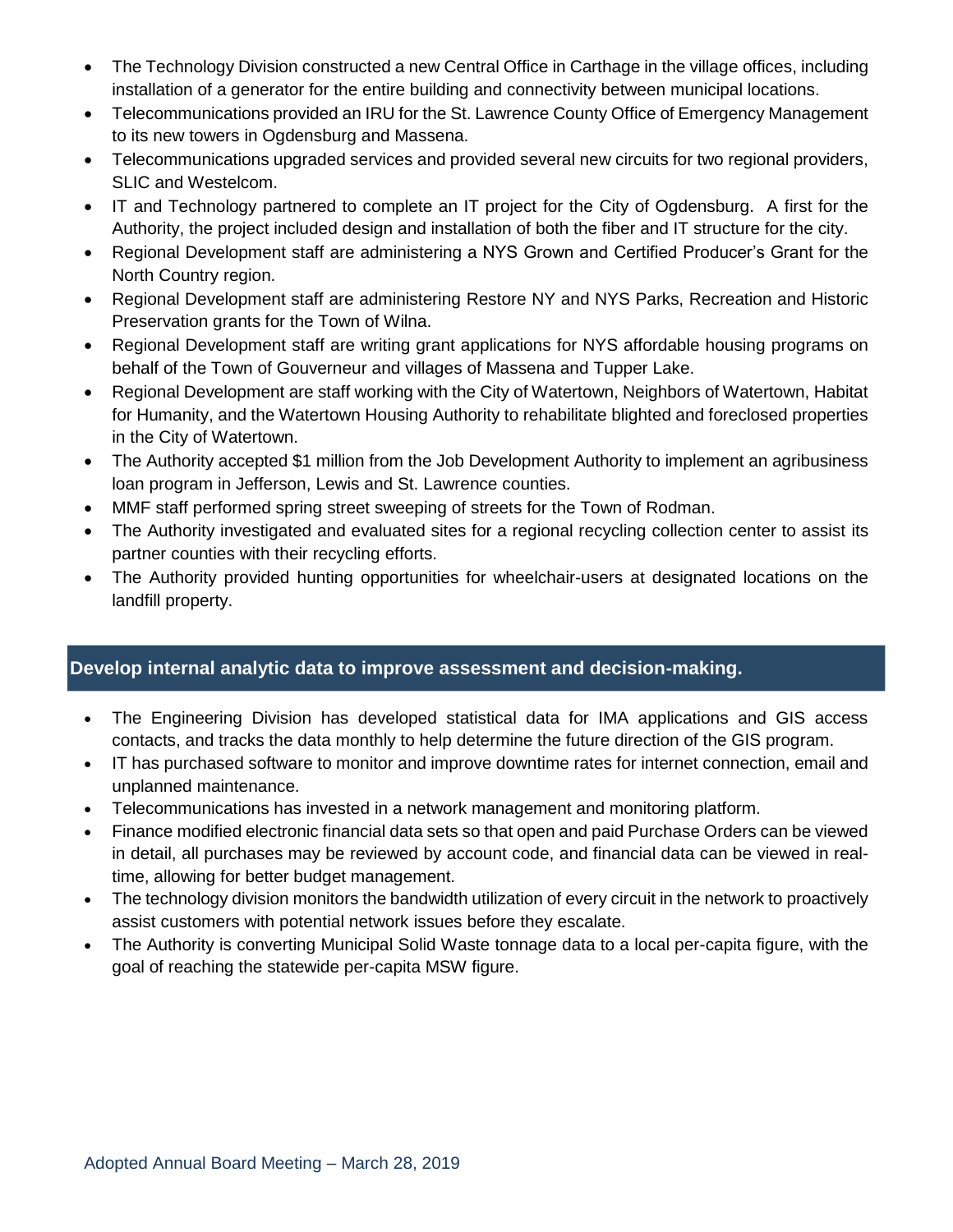- The Technology Division constructed a new Central Office in Carthage in the village offices, including installation of a generator for the entire building and connectivity between municipal locations.
- Telecommunications provided an IRU for the St. Lawrence County Office of Emergency Management to its new towers in Ogdensburg and Massena.
- Telecommunications upgraded services and provided several new circuits for two regional providers, SLIC and Westelcom.
- IT and Technology partnered to complete an IT project for the City of Ogdensburg. A first for the Authority, the project included design and installation of both the fiber and IT structure for the city.
- Regional Development staff are administering a NYS Grown and Certified Producer's Grant for the North Country region.
- Regional Development staff are administering Restore NY and NYS Parks, Recreation and Historic Preservation grants for the Town of Wilna.
- Regional Development staff are writing grant applications for NYS affordable housing programs on behalf of the Town of Gouverneur and villages of Massena and Tupper Lake.
- Regional Development are staff working with the City of Watertown, Neighbors of Watertown, Habitat for Humanity, and the Watertown Housing Authority to rehabilitate blighted and foreclosed properties in the City of Watertown.
- The Authority accepted $1 million from the Job Development Authority to implement an agribusiness loan program in Jefferson, Lewis and St. Lawrence counties.
- MMF staff performed spring street sweeping of streets for the Town of Rodman.
- The Authority investigated and evaluated sites for a regional recycling collection center to assist its partner counties with their recycling efforts.
- The Authority provided hunting opportunities for wheelchair-users at designated locations on the landfill property.

## Develop internal analytic data to improve assessment and decision-making.

- The Engineering Division has developed statistical data for IMA applications and GIS access contacts, and tracks the data monthly to help determine the future direction of the GIS program.
- IT has purchased software to monitor and improve downtime rates for internet connection, email and unplanned maintenance.
- Telecommunications has invested in a network management and monitoring platform.
- Finance modified electronic financial data sets so that open and paid Purchase Orders can be viewed in detail, all purchases may be reviewed by account code, and financial data can be viewed in real-time, allowing for better budget management.
- The technology division monitors the bandwidth utilization of every circuit in the network to proactively assist customers with potential network issues before they escalate.
- The Authority is converting Municipal Solid Waste tonnage data to a local per-capita figure, with the goal of reaching the statewide per-capita MSW figure.